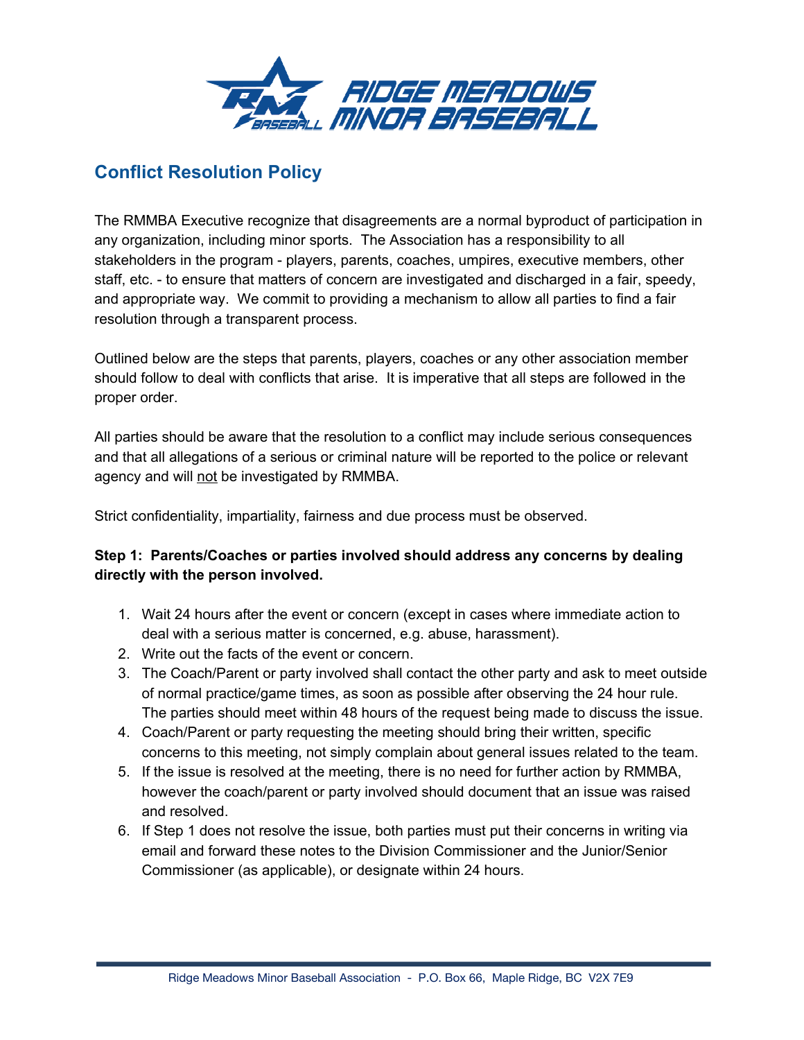# Conflict Resolution Policy

The RMMBA Executive recognize that disagreements are a normal byproduct of participation in any organization, including minor sports. The Association has a responsibility to all stakeholders in the program - players, parents, coaches, umpires, executive members, other staff, etc. - to ensure that matters of concern are investigated and discharged in a fair, speedy, and appropriate way. We commit to providing a mechanism to allow all parties to find a fair resolution through a transparent process.

Outlined below are the steps that parents, players, coaches or any other association member should follow to deal with conflicts that arise. It is imperative that all steps are followed in the proper order.

All parties should be aware that the resolution to a conflict may include serious consequences and that all allegations of a serious or criminal nature will be reported to the police or relevant agency and will <u>not</u> be investigated by RMMBA.

Strict confidentiality, impartiality, fairness and due process must be observed.

**Step 1: Parents/Coaches or parties involved should address any concerns by dealing directly with the person involved.**

1. Wait 24 hours after the event or concern (except in cases where immediate action to deal with a serious matter is concerned, e.g. abuse, harassment).
2. Write out the facts of the event or concern.
3. The Coach/Parent or party involved shall contact the other party and ask to meet outside of normal practice/game times, as soon as possible after observing the 24 hour rule. The parties should meet within 48 hours of the request being made to discuss the issue.
4. Coach/Parent or party requesting the meeting should bring their written, specific concerns to this meeting, not simply complain about general issues related to the team.
5. If the issue is resolved at the meeting, there is no need for further action by RMMBA, however the coach/parent or party involved should document that an issue was raised and resolved.
6. If Step 1 does not resolve the issue, both parties must put their concerns in writing via email and forward these notes to the Division Commissioner and the Junior/Senior Commissioner (as applicable), or designate within 24 hours.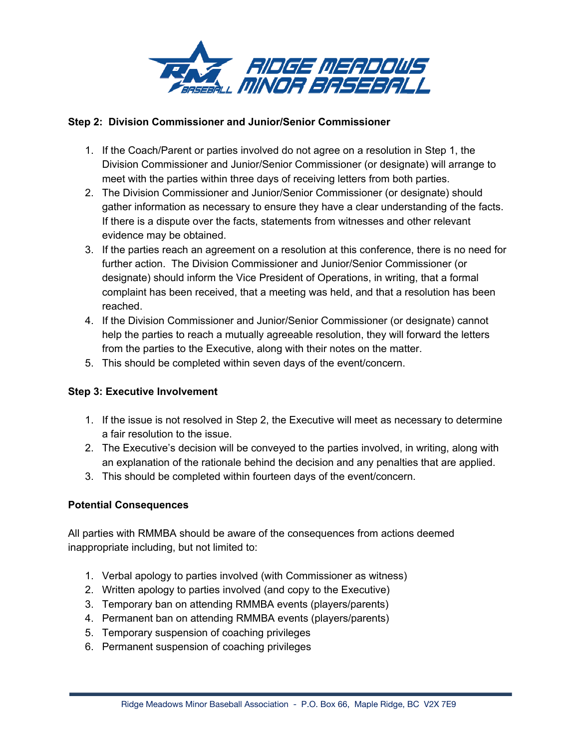**Step 2: Division Commissioner and Junior/Senior Commissioner**

1. If the Coach/Parent or parties involved do not agree on a resolution in Step 1, the Division Commissioner and Junior/Senior Commissioner (or designate) will arrange to meet with the parties within three days of receiving letters from both parties.
2. The Division Commissioner and Junior/Senior Commissioner (or designate) should gather information as necessary to ensure they have a clear understanding of the facts. If there is a dispute over the facts, statements from witnesses and other relevant evidence may be obtained.
3. If the parties reach an agreement on a resolution at this conference, there is no need for further action. The Division Commissioner and Junior/Senior Commissioner (or designate) should inform the Vice President of Operations, in writing, that a formal complaint has been received, that a meeting was held, and that a resolution has been reached.
4. If the Division Commissioner and Junior/Senior Commissioner (or designate) cannot help the parties to reach a mutually agreeable resolution, they will forward the letters from the parties to the Executive, along with their notes on the matter.
5. This should be completed within seven days of the event/concern.

**Step 3: Executive Involvement**

1. If the issue is not resolved in Step 2, the Executive will meet as necessary to determine a fair resolution to the issue.
2. The Executive's decision will be conveyed to the parties involved, in writing, along with an explanation of the rationale behind the decision and any penalties that are applied.
3. This should be completed within fourteen days of the event/concern.

**Potential Consequences**

All parties with RMMBA should be aware of the consequences from actions deemed inappropriate including, but not limited to:

1. Verbal apology to parties involved (with Commissioner as witness)
2. Written apology to parties involved (and copy to the Executive)
3. Temporary ban on attending RMMBA events (players/parents)
4. Permanent ban on attending RMMBA events (players/parents)
5. Temporary suspension of coaching privileges
6. Permanent suspension of coaching privileges